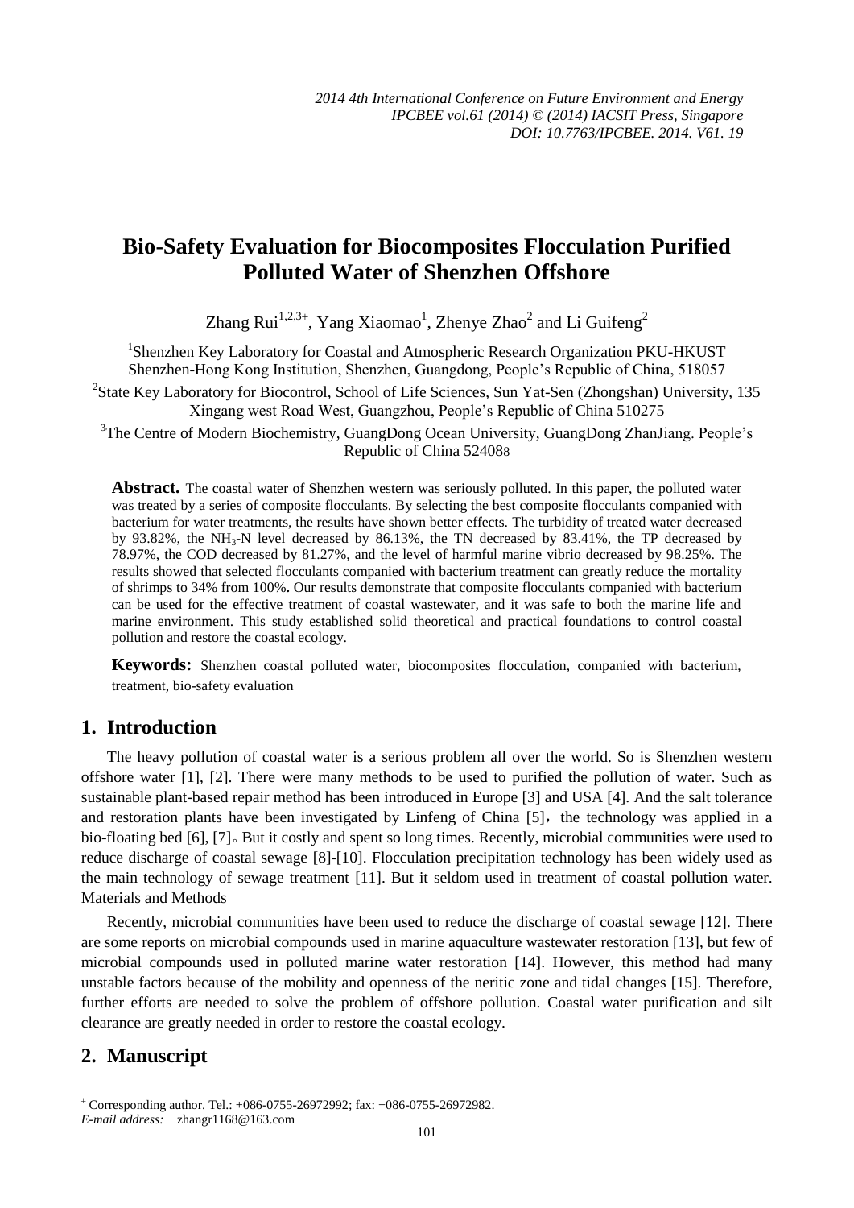# Bio-Safety Evaluation for Biocomposites Flocculation Purified Polluted Water of Shenzhen Offshore

Zhang Rui[1,2,3+], Yang Xiaomao[1], Zhenye Zhao[2] and Li Guifeng[2]

[1]Shenzhen Key Laboratory for Coastal and Atmospheric Research Organization PKU-HKUST Shenzhen-Hong Kong Institution, Shenzhen, Guangdong, People's Republic of China, 518057

[2]State Key Laboratory for Biocontrol, School of Life Sciences, Sun Yat-Sen (Zhongshan) University, 135 Xingang west Road West, Guangzhou, People's Republic of China 510275

[3]The Centre of Modern Biochemistry, GuangDong Ocean University, GuangDong ZhanJiang. People's Republic of China 524088

**Abstract.** The coastal water of Shenzhen western was seriously polluted. In this paper, the polluted water was treated by a series of composite flocculants. By selecting the best composite flocculants companied with bacterium for water treatments, the results have shown better effects. The turbidity of treated water decreased by 93.82%, the $NH_3$-N level decreased by 86.13%, the TN decreased by 83.41%, the TP decreased by 78.97%, the COD decreased by 81.27%, and the level of harmful marine vibrio decreased by 98.25%. The results showed that selected flocculants companied with bacterium treatment can greatly reduce the mortality of shrimps to 34% from 100%**.** Our results demonstrate that composite flocculants companied with bacterium can be used for the effective treatment of coastal wastewater, and it was safe to both the marine life and marine environment. This study established solid theoretical and practical foundations to control coastal pollution and restore the coastal ecology.

**Keywords:** Shenzhen coastal polluted water, biocomposites flocculation, companied with bacterium, treatment, bio-safety evaluation

## 1. Introduction

The heavy pollution of coastal water is a serious problem all over the world. So is Shenzhen western offshore water [1], [2]. There were many methods to be used to purified the pollution of water. Such as sustainable plant-based repair method has been introduced in Europe [3] and USA [4]. And the salt tolerance and restoration plants have been investigated by Linfeng of China [5], the technology was applied in a bio-floating bed [6], [7]。But it costly and spent so long times. Recently, microbial communities were used to reduce discharge of coastal sewage [8]-[10]. Flocculation precipitation technology has been widely used as the main technology of sewage treatment [11]. But it seldom used in treatment of coastal pollution water. Materials and Methods

Recently, microbial communities have been used to reduce the discharge of coastal sewage [12]. There are some reports on microbial compounds used in marine aquaculture wastewater restoration [13], but few of microbial compounds used in polluted marine water restoration [14]. However, this method had many unstable factors because of the mobility and openness of the neritic zone and tidal changes [15]. Therefore, further efforts are needed to solve the problem of offshore pollution. Coastal water purification and silt clearance are greatly needed in order to restore the coastal ecology.

## 2. Manuscript

+ Corresponding author. Tel.: +086-0755-26972992; fax: +086-0755-26972982.
*E-mail address:* zhangr1168@163.com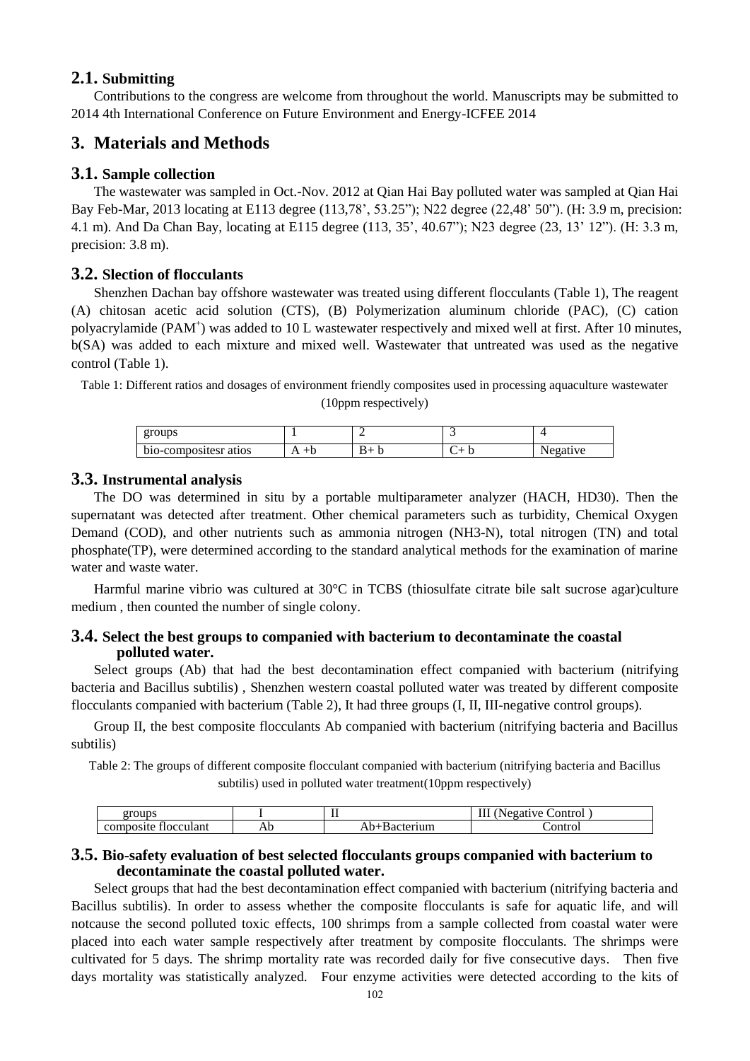## 2.1. Submitting

Contributions to the congress are welcome from throughout the world. Manuscripts may be submitted to 2014 4th International Conference on Future Environment and Energy-ICFEE 2014

# 3. Materials and Methods

## 3.1. Sample collection

The wastewater was sampled in Oct.-Nov. 2012 at Qian Hai Bay polluted water was sampled at Qian Hai Bay Feb-Mar, 2013 locating at E113 degree (113,78', 53.25"); N22 degree (22,48' 50"). (H: 3.9 m, precision: 4.1 m). And Da Chan Bay, locating at E115 degree (113, 35', 40.67"); N23 degree (23, 13' 12"). (H: 3.3 m, precision: 3.8 m).

## 3.2. Slection of flocculants

Shenzhen Dachan bay offshore wastewater was treated using different flocculants (Table 1), The reagent (A) chitosan acetic acid solution (CTS), (B) Polymerization aluminum chloride (PAC), (C) cation polyacrylamide ($PAM^{+}$) was added to 10 L wastewater respectively and mixed well at first. After 10 minutes, b(SA) was added to each mixture and mixed well. Wastewater that untreated was used as the negative control (Table 1).

Table 1: Different ratios and dosages of environment friendly composites used in processing aquaculture wastewater (10ppm respectively)

| groups | 1 | 2 | 3 | 4 |
|---|---|---|---|---|
| bio-compositesr atios | A +b | B+ b | C+ b | Negative |

## 3.3. Instrumental analysis

The DO was determined in situ by a portable multiparameter analyzer (HACH, HD30). Then the supernatant was detected after treatment. Other chemical parameters such as turbidity, Chemical Oxygen Demand (COD), and other nutrients such as ammonia nitrogen (NH3-N), total nitrogen (TN) and total phosphate(TP), were determined according to the standard analytical methods for the examination of marine water and waste water.

Harmful marine vibrio was cultured at 30°C in TCBS (thiosulfate citrate bile salt sucrose agar)culture medium , then counted the number of single colony.

## 3.4. Select the best groups to companied with bacterium to decontaminate the coastal polluted water.

Select groups (Ab) that had the best decontamination effect companied with bacterium (nitrifying bacteria and Bacillus subtilis) , Shenzhen western coastal polluted water was treated by different composite flocculants companied with bacterium (Table 2), It had three groups (I, II, III-negative control groups).

Group II, the best composite flocculants Ab companied with bacterium (nitrifying bacteria and Bacillus subtilis)

Table 2: The groups of different composite flocculant companied with bacterium (nitrifying bacteria and Bacillus subtilis) used in polluted water treatment(10ppm respectively)

| groups | I | II | III (Negative Control ) |
|---|---|---|---|
| composite flocculant | Ab | Ab+Bacterium | Control |

## 3.5. Bio-safety evaluation of best selected flocculants groups companied with bacterium to decontaminate the coastal polluted water.

Select groups that had the best decontamination effect companied with bacterium (nitrifying bacteria and Bacillus subtilis). In order to assess whether the composite flocculants is safe for aquatic life, and will notcause the second polluted toxic effects, 100 shrimps from a sample collected from coastal water were placed into each water sample respectively after treatment by composite flocculants. The shrimps were cultivated for 5 days. The shrimp mortality rate was recorded daily for five consecutive days. Then five days mortality was statistically analyzed. Four enzyme activities were detected according to the kits of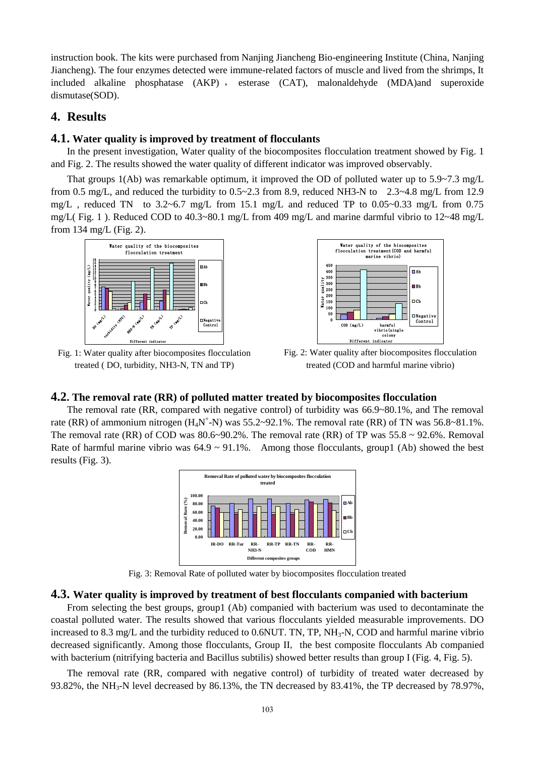instruction book. The kits were purchased from Nanjing Jiancheng Bio-engineering Institute (China, Nanjing Jiancheng). The four enzymes detected were immune-related factors of muscle and lived from the shrimps, It included alkaline phosphatase (AKP)， esterase (CAT), malonaldehyde (MDA)and superoxide dismutase(SOD).

## 4. Results

### 4.1. Water quality is improved by treatment of flocculants

In the present investigation, Water quality of the biocomposites flocculation treatment showed by Fig. 1 and Fig. 2. The results showed the water quality of different indicator was improved observably.

That groups 1(Ab) was remarkable optimum, it improved the OD of polluted water up to 5.9~7.3 mg/L from 0.5 mg/L, and reduced the turbidity to 0.5~2.3 from 8.9, reduced NH3-N to 2.3~4.8 mg/L from 12.9 mg/L , reduced TN to 3.2~6.7 mg/L from 15.1 mg/L and reduced TP to 0.05~0.33 mg/L from 0.75 mg/L( Fig. 1 ). Reduced COD to 40.3~80.1 mg/L from 409 mg/L and marine darmful vibrio to 12~48 mg/L from 134 mg/L (Fig. 2).

Fig. 1: Water quality after biocomposites flocculation treated ( DO, turbidity, NH3-N, TN and TP)

Fig. 2: Water quality after biocomposites flocculation treated (COD and harmful marine vibrio)

### 4.2. The removal rate (RR) of polluted matter treated by biocomposites flocculation

The removal rate (RR, compared with negative control) of turbidity was 66.9~80.1%, and The removal rate (RR) of ammonium nitrogen ($H_4N^+$-N) was 55.2~92.1%. The removal rate (RR) of TN was 56.8~81.1%. The removal rate (RR) of COD was 80.6~90.2%. The removal rate (RR) of TP was 55.8 ~ 92.6%. Removal Rate of harmful marine vibrio was 64.9 ~ 91.1%. Among those flocculants, group1 (Ab) showed the best results (Fig. 3).

Fig. 3: Removal Rate of polluted water by biocomposites flocculation treated

### 4.3. Water quality is improved by treatment of best flocculants companied with bacterium

From selecting the best groups, group1 (Ab) companied with bacterium was used to decontaminate the coastal polluted water. The results showed that various flocculants yielded measurable improvements. DO increased to 8.3 mg/L and the turbidity reduced to 0.6NUT. TN, TP, $NH_3$-N, COD and harmful marine vibrio decreased significantly. Among those flocculants, Group II, the best composite flocculants Ab companied with bacterium (nitrifying bacteria and Bacillus subtilis) showed better results than group I (Fig. 4, Fig. 5).

The removal rate (RR, compared with negative control) of turbidity of treated water decreased by 93.82%, the $NH_3$-N level decreased by 86.13%, the TN decreased by 83.41%, the TP decreased by 78.97%,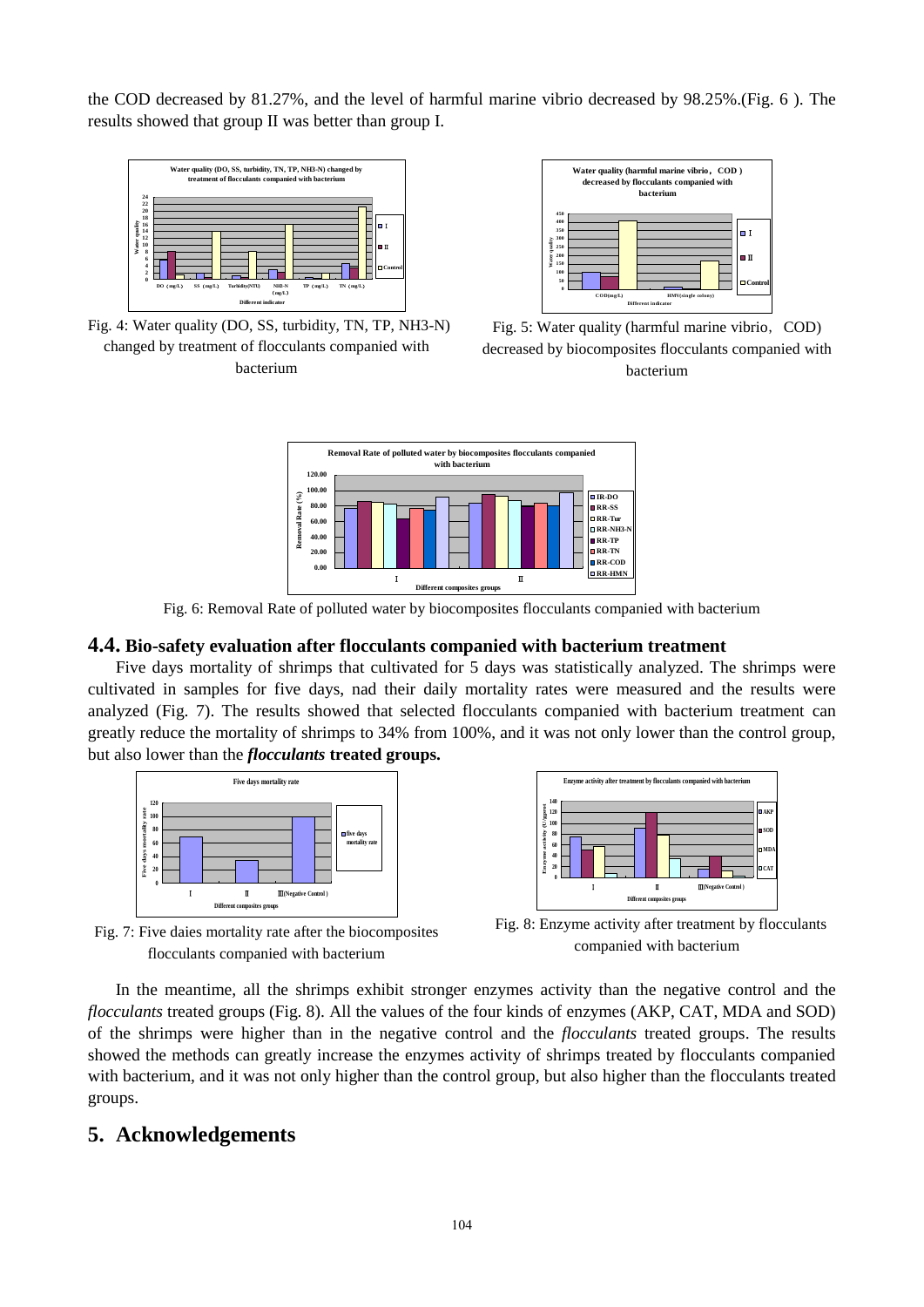the COD decreased by 81.27%, and the level of harmful marine vibrio decreased by 98.25%.(Fig. 6 ). The results showed that group II was better than group I.

Fig. 4: Water quality (DO, SS, turbidity, TN, TP, NH3-N) changed by treatment of flocculants companied with bacterium

Fig. 5: Water quality (harmful marine vibrio, COD) decreased by biocomposites flocculants companied with bacterium

Fig. 6: Removal Rate of polluted water by biocomposites flocculants companied with bacterium

## 4.4. Bio-safety evaluation after flocculants companied with bacterium treatment

Five days mortality of shrimps that cultivated for 5 days was statistically analyzed. The shrimps were cultivated in samples for five days, nad their daily mortality rates were measured and the results were analyzed (Fig. 7). The results showed that selected flocculants companied with bacterium treatment can greatly reduce the mortality of shrimps to 34% from 100%, and it was not only lower than the control group, but also lower than the ***flocculants* treated groups.**

Fig. 7: Five daies mortality rate after the biocomposites flocculants companied with bacterium

Fig. 8: Enzyme activity after treatment by flocculants companied with bacterium

In the meantime, all the shrimps exhibit stronger enzymes activity than the negative control and the *flocculants* treated groups (Fig. 8). All the values of the four kinds of enzymes (AKP, CAT, MDA and SOD) of the shrimps were higher than in the negative control and the *flocculants* treated groups. The results showed the methods can greatly increase the enzymes activity of shrimps treated by flocculants companied with bacterium, and it was not only higher than the control group, but also higher than the flocculants treated groups.

# 5. Acknowledgements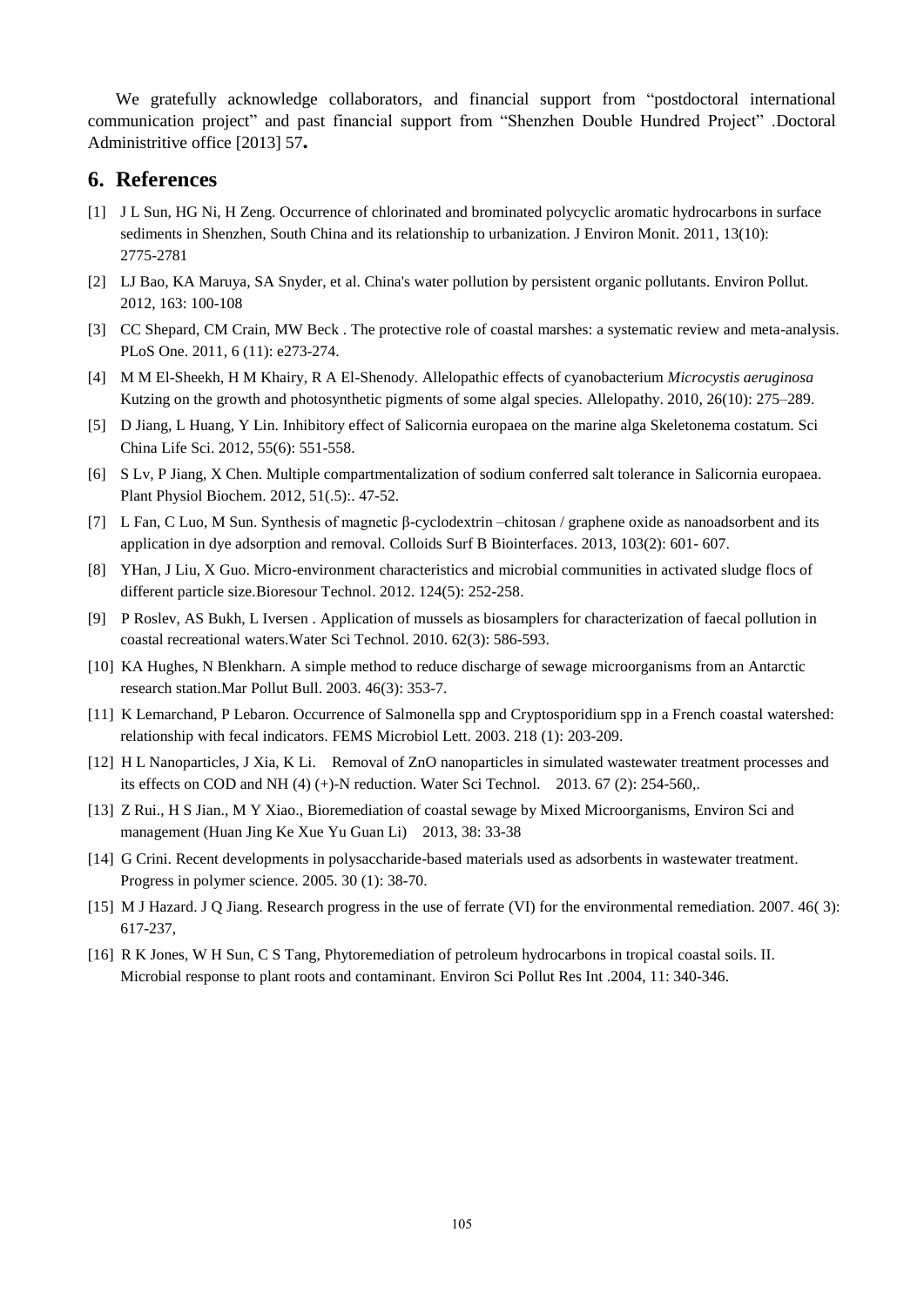We gratefully acknowledge collaborators, and financial support from "postdoctoral international communication project" and past financial support from "Shenzhen Double Hundred Project" .Doctoral Administritive office [2013] 57**.**

## 6. References

[1] J L Sun, HG Ni, H Zeng. Occurrence of chlorinated and brominated polycyclic aromatic hydrocarbons in surface sediments in Shenzhen, South China and its relationship to urbanization. J Environ Monit. 2011, 13(10): 2775-2781

[2] LJ Bao, KA Maruya, SA Snyder, et al. China's water pollution by persistent organic pollutants. Environ Pollut. 2012, 163: 100-108

[3] CC Shepard, CM Crain, MW Beck . The protective role of coastal marshes: a systematic review and meta-analysis. PLoS One. 2011, 6 (11): e273-274.

[4] M M El-Sheekh, H M Khairy, R A El-Shenody. Allelopathic effects of cyanobacterium *Microcystis aeruginosa* Kutzing on the growth and photosynthetic pigments of some algal species. Allelopathy. 2010, 26(10): 275–289.

[5] D Jiang, L Huang, Y Lin. Inhibitory effect of Salicornia europaea on the marine alga Skeletonema costatum. Sci China Life Sci. 2012, 55(6): 551-558.

[6] S Lv, P Jiang, X Chen. Multiple compartmentalization of sodium conferred salt tolerance in Salicornia europaea. Plant Physiol Biochem. 2012, 51(.5):. 47-52.

[7] L Fan, C Luo, M Sun. Synthesis of magnetic β-cyclodextrin –chitosan / graphene oxide as nanoadsorbent and its application in dye adsorption and removal. Colloids Surf B Biointerfaces. 2013, 103(2): 601- 607.

[8] YHan, J Liu, X Guo. Micro-environment characteristics and microbial communities in activated sludge flocs of different particle size.Bioresour Technol. 2012. 124(5): 252-258.

[9] P Roslev, AS Bukh, L Iversen . Application of mussels as biosamplers for characterization of faecal pollution in coastal recreational waters.Water Sci Technol. 2010. 62(3): 586-593.

[10] KA Hughes, N Blenkharn. A simple method to reduce discharge of sewage microorganisms from an Antarctic research station.Mar Pollut Bull. 2003. 46(3): 353-7.

[11] K Lemarchand, P Lebaron. Occurrence of Salmonella spp and Cryptosporidium spp in a French coastal watershed: relationship with fecal indicators. FEMS Microbiol Lett. 2003. 218 (1): 203-209.

[12] H L Nanoparticles, J Xia, K Li. Removal of ZnO nanoparticles in simulated wastewater treatment processes and its effects on COD and NH (4) (+)-N reduction. Water Sci Technol. 2013. 67 (2): 254-560,.

[13] Z Rui., H S Jian., M Y Xiao., Bioremediation of coastal sewage by Mixed Microorganisms, Environ Sci and management (Huan Jing Ke Xue Yu Guan Li) 2013, 38: 33-38

[14] G Crini. Recent developments in polysaccharide-based materials used as adsorbents in wastewater treatment. Progress in polymer science. 2005. 30 (1): 38-70.

[15] M J Hazard. J Q Jiang. Research progress in the use of ferrate (VI) for the environmental remediation. 2007. 46( 3): 617-237,

[16] R K Jones, W H Sun, C S Tang, Phytoremediation of petroleum hydrocarbons in tropical coastal soils. II. Microbial response to plant roots and contaminant. Environ Sci Pollut Res Int .2004, 11: 340-346.